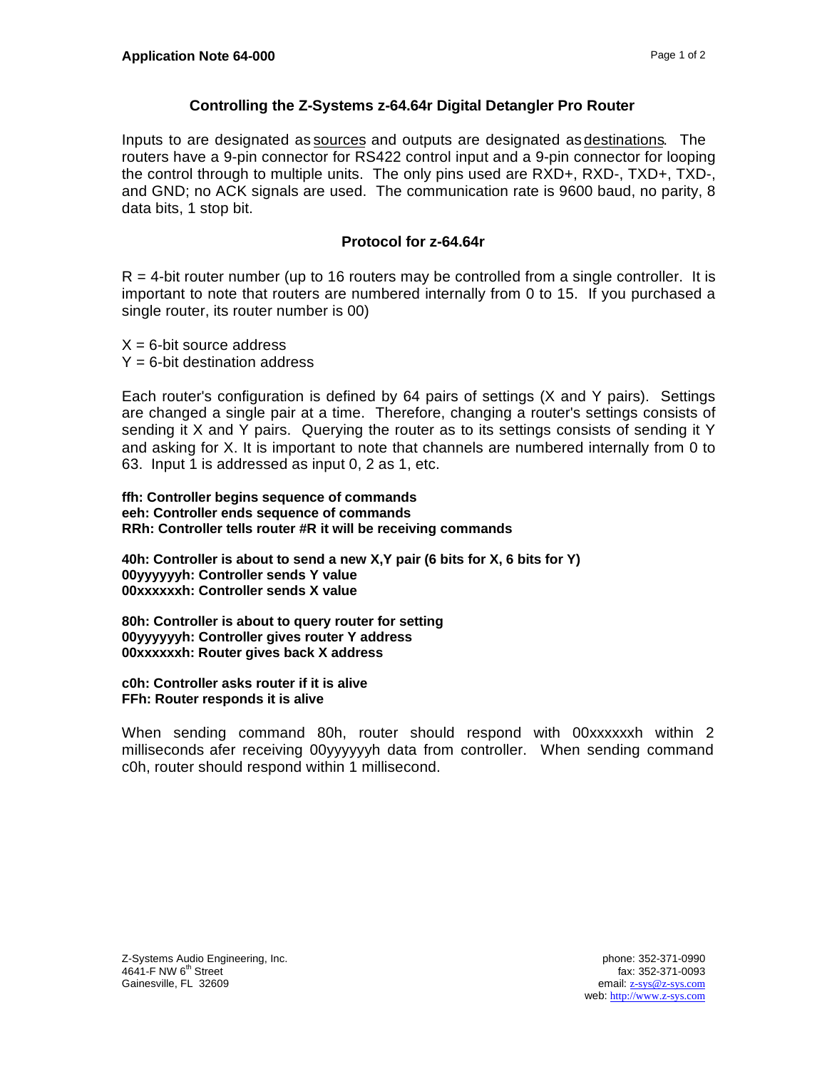**Application Note 64-000**

## Controlling the Z-Systems z-64.64r Digital Detangler Pro Router

Inputs to are designated as <u>sources</u> and outputs are designated as <u>destinations</u>. The routers have a 9-pin connector for RS422 control input and a 9-pin connector for looping the control through to multiple units. The only pins used are RXD+, RXD-, TXD+, TXD-, and GND; no ACK signals are used. The communication rate is 9600 baud, no parity, 8 data bits, 1 stop bit.

### Protocol for z-64.64r

R = 4-bit router number (up to 16 routers may be controlled from a single controller. It is important to note that routers are numbered internally from 0 to 15. If you purchased a single router, its router number is 00)

X = 6-bit source address
Y = 6-bit destination address

Each router's configuration is defined by 64 pairs of settings (X and Y pairs). Settings are changed a single pair at a time. Therefore, changing a router's settings consists of sending it X and Y pairs. Querying the router as to its settings consists of sending it Y and asking for X. It is important to note that channels are numbered internally from 0 to 63. Input 1 is addressed as input 0, 2 as 1, etc.

**ffh: Controller begins sequence of commands**
**eeh: Controller ends sequence of commands**
**RRh: Controller tells router #R it will be receiving commands**

**40h: Controller is about to send a new X,Y pair (6 bits for X, 6 bits for Y)**
**00yyyyyyh: Controller sends Y value**
**00xxxxxxh: Controller sends X value**

**80h: Controller is about to query router for setting**
**00yyyyyyh: Controller gives router Y address**
**00xxxxxxh: Router gives back X address**

**c0h: Controller asks router if it is alive**
**FFh: Router responds it is alive**

When sending command 80h, router should respond with 00xxxxxxh within 2 milliseconds afer receiving 00yyyyyyh data from controller. When sending command c0h, router should respond within 1 millisecond.

Z-Systems Audio Engineering, Inc.
4641-F NW 6th Street
Gainesville, FL 32609

phone: 352-371-0990
fax: 352-371-0093
email: z-sys@z-sys.com
web: http://www.z-sys.com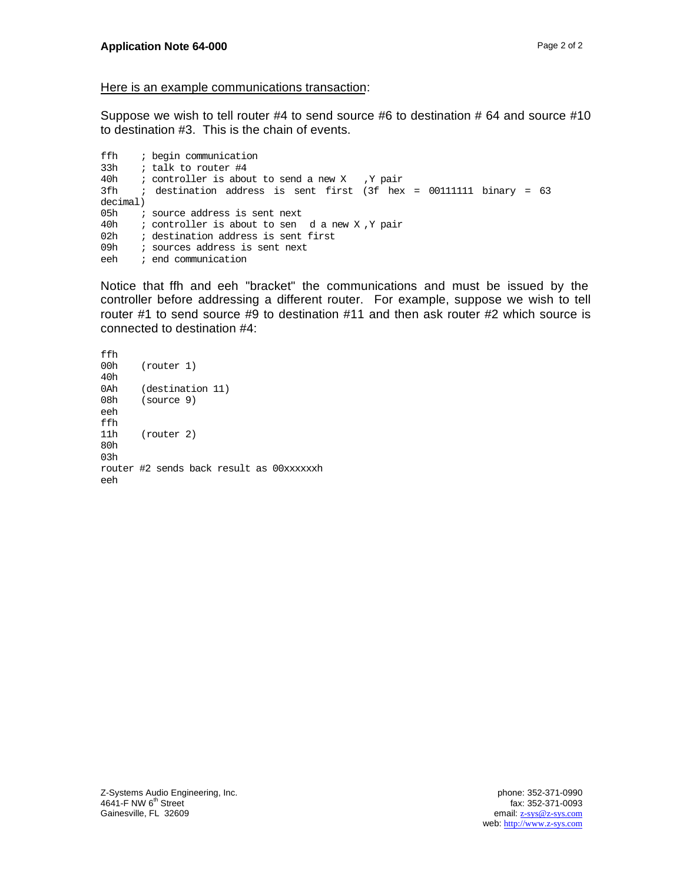Here is an example communications transaction:

Suppose we wish to tell router #4 to send source #6 to destination # 64 and source #10 to destination #3. This is the chain of events.

```
ffh    ; begin communication
33h    ; talk to router #4
40h    ; controller is about to send a new X   ,Y pair
3fh    ; destination address is sent first (3f hex = 00111111 binary = 63
decimal)
05h    ; source address is sent next
40h    ; controller is about to sen  d a new X ,Y pair
02h    ; destination address is sent first
09h    ; sources address is sent next
eeh    ; end communication
```

Notice that ffh and eeh "bracket" the communications and must be issued by the controller before addressing a different router. For example, suppose we wish to tell router #1 to send source #9 to destination #11 and then ask router #2 which source is connected to destination #4:

```
ffh
00h    (router 1)
40h
0Ah    (destination 11)
08h    (source 9)
eeh
ffh
11h    (router 2)
80h
03h
router #2 sends back result as 00xxxxxxh
eeh
```